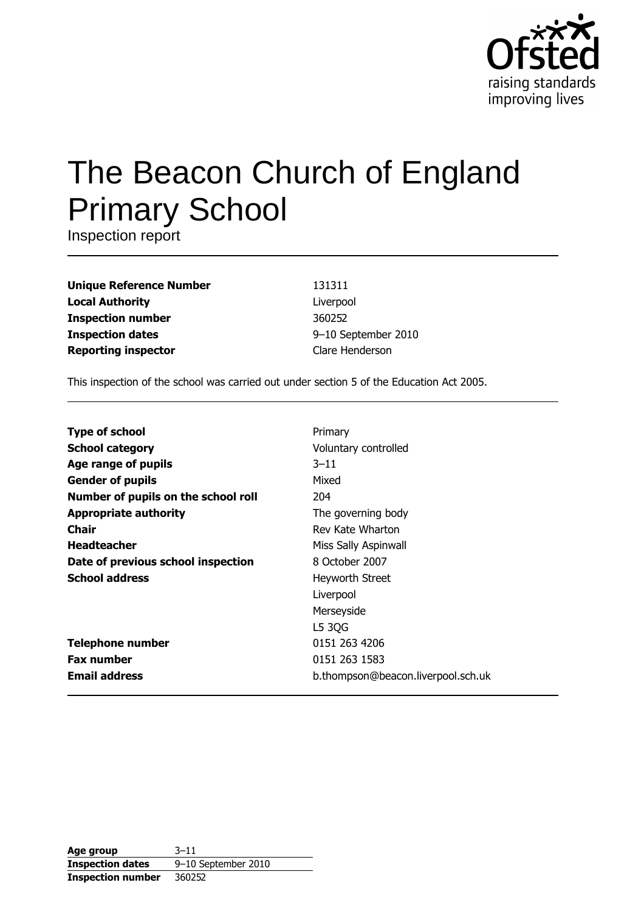# The Beacon Church of England Primary School

Inspection report

| | |
|---|---|
| **Unique Reference Number** | 131311 |
| **Local Authority** | Liverpool |
| **Inspection number** | 360252 |
| **Inspection dates** | 9–10 September 2010 |
| **Reporting inspector** | Clare Henderson |

This inspection of the school was carried out under section 5 of the Education Act 2005.

| | |
|---|---|
| **Type of school** | Primary |
| **School category** | Voluntary controlled |
| **Age range of pupils** | 3–11 |
| **Gender of pupils** | Mixed |
| **Number of pupils on the school roll** | 204 |
| **Appropriate authority** | The governing body |
| **Chair** | Rev Kate Wharton |
| **Headteacher** | Miss Sally Aspinwall |
| **Date of previous school inspection** | 8 October 2007 |
| **School address** | Heyworth Street<br>Liverpool<br>Merseyside<br>L5 3QG |
| **Telephone number** | 0151 263 4206 |
| **Fax number** | 0151 263 1583 |
| **Email address** | b.thompson@beacon.liverpool.sch.uk |

| | |
|---|---|
| **Age group** | 3–11 |
| **Inspection dates** | 9–10 September 2010 |
| **Inspection number** | 360252 |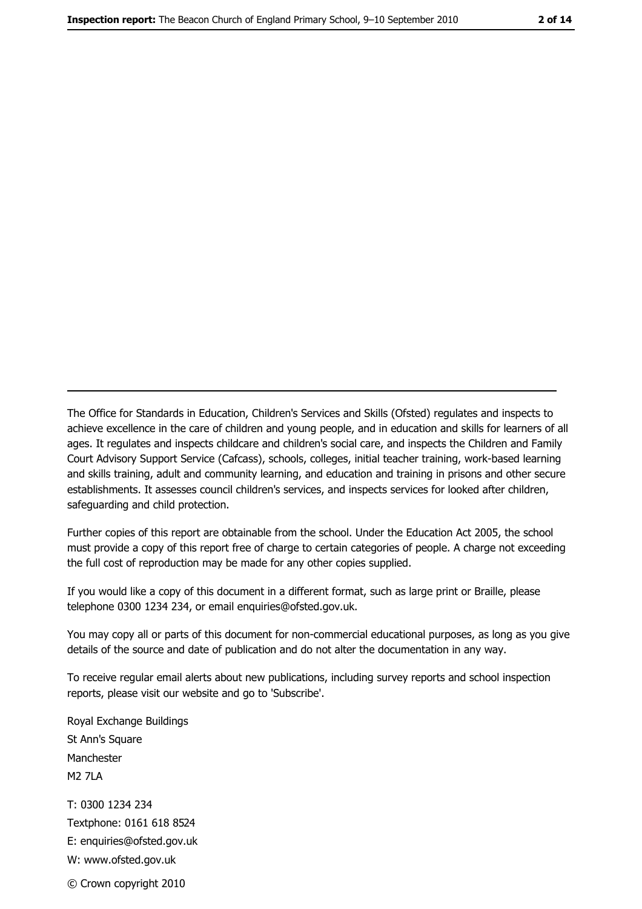The Office for Standards in Education, Children's Services and Skills (Ofsted) regulates and inspects to achieve excellence in the care of children and young people, and in education and skills for learners of all ages. It regulates and inspects childcare and children's social care, and inspects the Children and Family Court Advisory Support Service (Cafcass), schools, colleges, initial teacher training, work-based learning and skills training, adult and community learning, and education and training in prisons and other secure establishments. It assesses council children's services, and inspects services for looked after children, safeguarding and child protection.

Further copies of this report are obtainable from the school. Under the Education Act 2005, the school must provide a copy of this report free of charge to certain categories of people. A charge not exceeding the full cost of reproduction may be made for any other copies supplied.

If you would like a copy of this document in a different format, such as large print or Braille, please telephone 0300 1234 234, or email enquiries@ofsted.gov.uk.

You may copy all or parts of this document for non-commercial educational purposes, as long as you give details of the source and date of publication and do not alter the documentation in any way.

To receive regular email alerts about new publications, including survey reports and school inspection reports, please visit our website and go to 'Subscribe'.

Royal Exchange Buildings
St Ann's Square
Manchester
M2 7LA

T: 0300 1234 234
Textphone: 0161 618 8524
E: enquiries@ofsted.gov.uk
W: www.ofsted.gov.uk

© Crown copyright 2010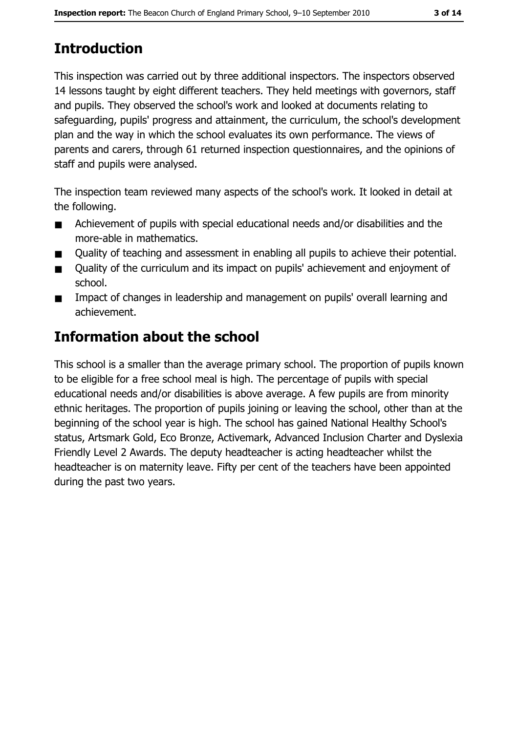## Introduction

This inspection was carried out by three additional inspectors. The inspectors observed 14 lessons taught by eight different teachers. They held meetings with governors, staff and pupils. They observed the school's work and looked at documents relating to safeguarding, pupils' progress and attainment, the curriculum, the school's development plan and the way in which the school evaluates its own performance. The views of parents and carers, through 61 returned inspection questionnaires, and the opinions of staff and pupils were analysed.

The inspection team reviewed many aspects of the school's work. It looked in detail at the following.

- Achievement of pupils with special educational needs and/or disabilities and the more-able in mathematics.
- Quality of teaching and assessment in enabling all pupils to achieve their potential.
- Quality of the curriculum and its impact on pupils' achievement and enjoyment of school.
- Impact of changes in leadership and management on pupils' overall learning and achievement.

## Information about the school

This school is a smaller than the average primary school. The proportion of pupils known to be eligible for a free school meal is high. The percentage of pupils with special educational needs and/or disabilities is above average. A few pupils are from minority ethnic heritages. The proportion of pupils joining or leaving the school, other than at the beginning of the school year is high. The school has gained National Healthy School's status, Artsmark Gold, Eco Bronze, Activemark, Advanced Inclusion Charter and Dyslexia Friendly Level 2 Awards. The deputy headteacher is acting headteacher whilst the headteacher is on maternity leave. Fifty per cent of the teachers have been appointed during the past two years.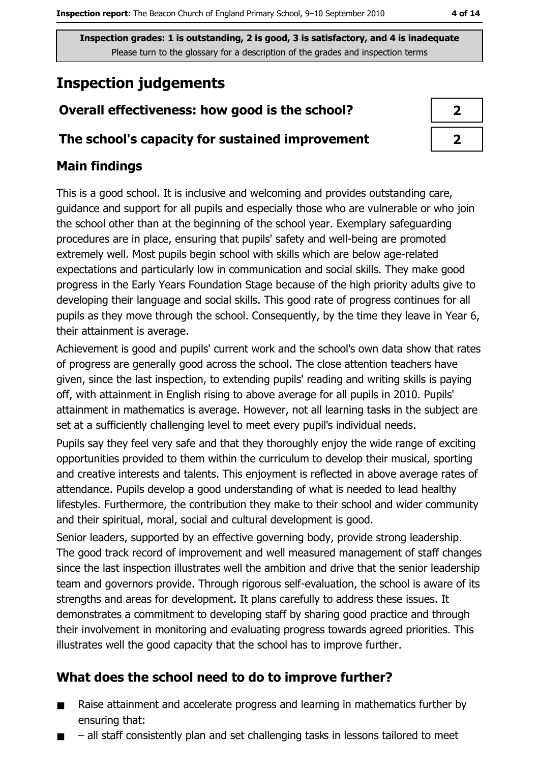Inspection grades: 1 is outstanding, 2 is good, 3 is satisfactory, and 4 is inadequate
Please turn to the glossary for a description of the grades and inspection terms

# Inspection judgements

| | |
|---|---|
| **Overall effectiveness: how good is the school?** | **2** |
| **The school's capacity for sustained improvement** | **2** |

## Main findings

This is a good school. It is inclusive and welcoming and provides outstanding care, guidance and support for all pupils and especially those who are vulnerable or who join the school other than at the beginning of the school year. Exemplary safeguarding procedures are in place, ensuring that pupils' safety and well-being are promoted extremely well. Most pupils begin school with skills which are below age-related expectations and particularly low in communication and social skills. They make good progress in the Early Years Foundation Stage because of the high priority adults give to developing their language and social skills. This good rate of progress continues for all pupils as they move through the school. Consequently, by the time they leave in Year 6, their attainment is average.

Achievement is good and pupils' current work and the school's own data show that rates of progress are generally good across the school. The close attention teachers have given, since the last inspection, to extending pupils' reading and writing skills is paying off, with attainment in English rising to above average for all pupils in 2010. Pupils' attainment in mathematics is average. However, not all learning tasks in the subject are set at a sufficiently challenging level to meet every pupil's individual needs.

Pupils say they feel very safe and that they thoroughly enjoy the wide range of exciting opportunities provided to them within the curriculum to develop their musical, sporting and creative interests and talents. This enjoyment is reflected in above average rates of attendance. Pupils develop a good understanding of what is needed to lead healthy lifestyles. Furthermore, the contribution they make to their school and wider community and their spiritual, moral, social and cultural development is good.

Senior leaders, supported by an effective governing body, provide strong leadership. The good track record of improvement and well measured management of staff changes since the last inspection illustrates well the ambition and drive that the senior leadership team and governors provide. Through rigorous self-evaluation, the school is aware of its strengths and areas for development. It plans carefully to address these issues. It demonstrates a commitment to developing staff by sharing good practice and through their involvement in monitoring and evaluating progress towards agreed priorities. This illustrates well the good capacity that the school has to improve further.

## What does the school need to do to improve further?

- Raise attainment and accelerate progress and learning in mathematics further by ensuring that:
- – all staff consistently plan and set challenging tasks in lessons tailored to meet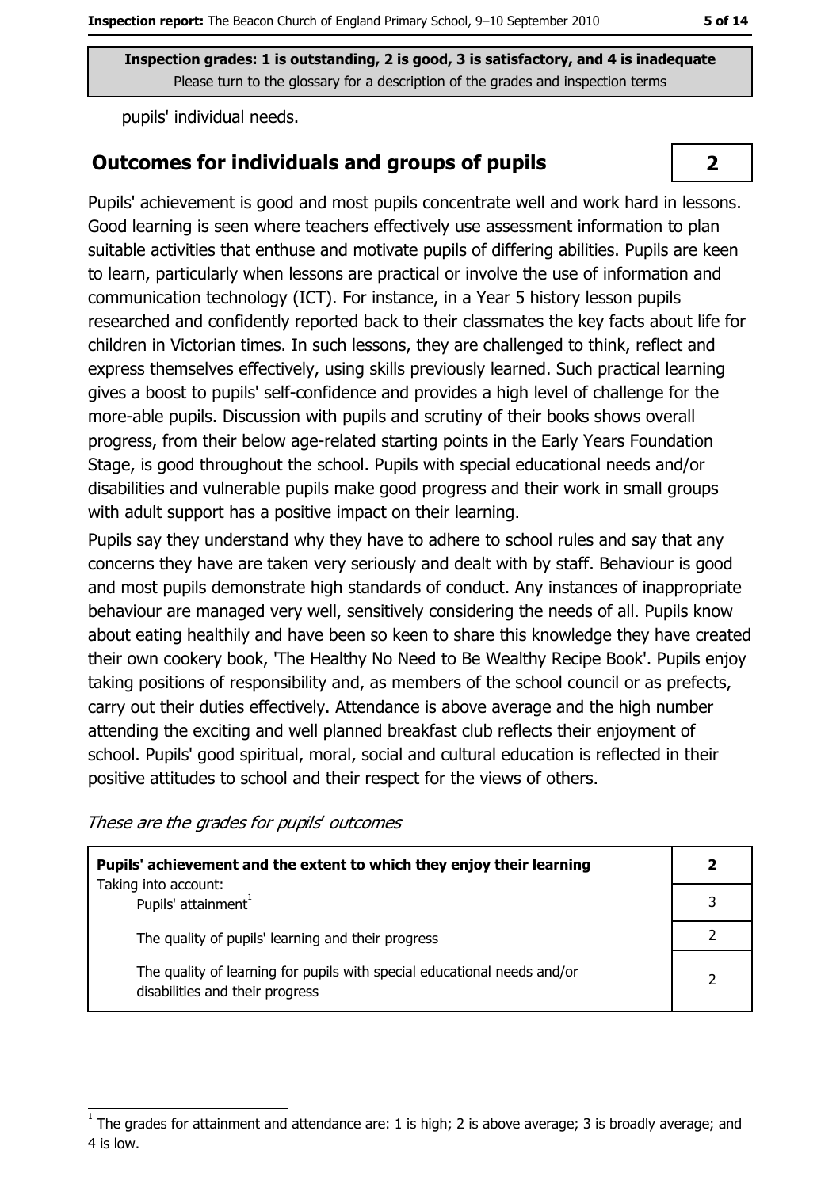Inspection grades: 1 is outstanding, 2 is good, 3 is satisfactory, and 4 is inadequate
Please turn to the glossary for a description of the grades and inspection terms

pupils' individual needs.

## Outcomes for individuals and groups of pupils

**2**

Pupils' achievement is good and most pupils concentrate well and work hard in lessons. Good learning is seen where teachers effectively use assessment information to plan suitable activities that enthuse and motivate pupils of differing abilities. Pupils are keen to learn, particularly when lessons are practical or involve the use of information and communication technology (ICT). For instance, in a Year 5 history lesson pupils researched and confidently reported back to their classmates the key facts about life for children in Victorian times. In such lessons, they are challenged to think, reflect and express themselves effectively, using skills previously learned. Such practical learning gives a boost to pupils' self-confidence and provides a high level of challenge for the more-able pupils. Discussion with pupils and scrutiny of their books shows overall progress, from their below age-related starting points in the Early Years Foundation Stage, is good throughout the school. Pupils with special educational needs and/or disabilities and vulnerable pupils make good progress and their work in small groups with adult support has a positive impact on their learning.

Pupils say they understand why they have to adhere to school rules and say that any concerns they have are taken very seriously and dealt with by staff. Behaviour is good and most pupils demonstrate high standards of conduct. Any instances of inappropriate behaviour are managed very well, sensitively considering the needs of all. Pupils know about eating healthily and have been so keen to share this knowledge they have created their own cookery book, 'The Healthy No Need to Be Wealthy Recipe Book'. Pupils enjoy taking positions of responsibility and, as members of the school council or as prefects, carry out their duties effectively. Attendance is above average and the high number attending the exciting and well planned breakfast club reflects their enjoyment of school. Pupils' good spiritual, moral, social and cultural education is reflected in their positive attitudes to school and their respect for the views of others.

*These are the grades for pupils' outcomes*

| **Pupils' achievement and the extent to which they enjoy their learning** | **2** |
|---|---|
| Taking into account: Pupils' attainment[1] | 3 |
| The quality of pupils' learning and their progress | 2 |
| The quality of learning for pupils with special educational needs and/or disabilities and their progress | 2 |

[1] The grades for attainment and attendance are: 1 is high; 2 is above average; 3 is broadly average; and 4 is low.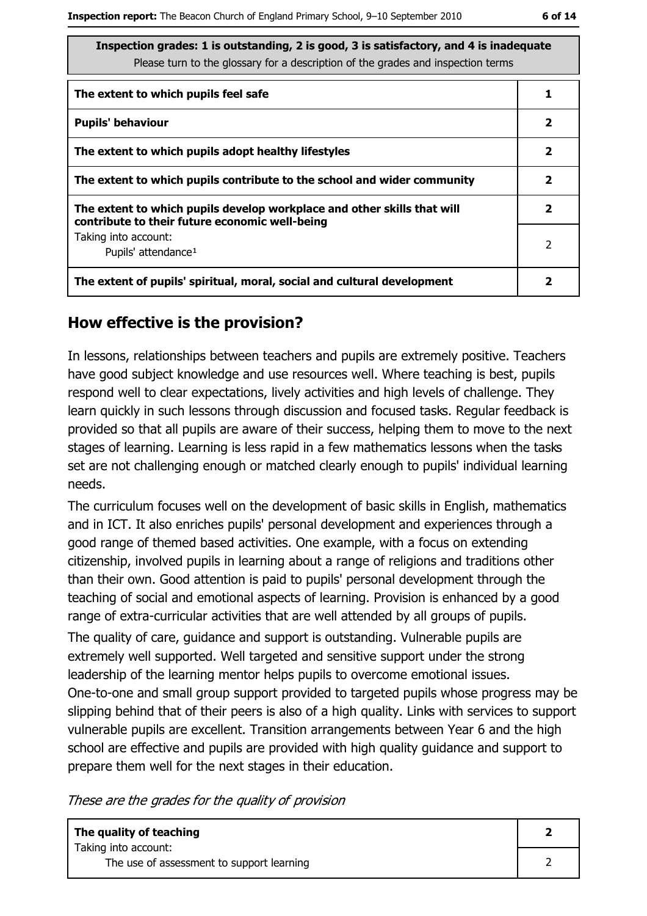| Inspection grades: 1 is outstanding, 2 is good, 3 is satisfactory, and 4 is inadequate<br>Please turn to the glossary for a description of the grades and inspection terms | |
|---|---|
| **The extent to which pupils feel safe** | **1** |
| **Pupils' behaviour** | **2** |
| **The extent to which pupils adopt healthy lifestyles** | **2** |
| **The extent to which pupils contribute to the school and wider community** | **2** |
| **The extent to which pupils develop workplace and other skills that will contribute to their future economic well-being** | **2** |
| Taking into account:<br>Pupils' attendance[1] | 2 |
| **The extent of pupils' spiritual, moral, social and cultural development** | **2** |

## How effective is the provision?

In lessons, relationships between teachers and pupils are extremely positive. Teachers have good subject knowledge and use resources well. Where teaching is best, pupils respond well to clear expectations, lively activities and high levels of challenge. They learn quickly in such lessons through discussion and focused tasks. Regular feedback is provided so that all pupils are aware of their success, helping them to move to the next stages of learning. Learning is less rapid in a few mathematics lessons when the tasks set are not challenging enough or matched clearly enough to pupils' individual learning needs.

The curriculum focuses well on the development of basic skills in English, mathematics and in ICT. It also enriches pupils' personal development and experiences through a good range of themed based activities. One example, with a focus on extending citizenship, involved pupils in learning about a range of religions and traditions other than their own. Good attention is paid to pupils' personal development through the teaching of social and emotional aspects of learning. Provision is enhanced by a good range of extra-curricular activities that are well attended by all groups of pupils.

The quality of care, guidance and support is outstanding. Vulnerable pupils are extremely well supported. Well targeted and sensitive support under the strong leadership of the learning mentor helps pupils to overcome emotional issues. One-to-one and small group support provided to targeted pupils whose progress may be slipping behind that of their peers is also of a high quality. Links with services to support vulnerable pupils are excellent. Transition arrangements between Year 6 and the high school are effective and pupils are provided with high quality guidance and support to prepare them well for the next stages in their education.

*These are the grades for the quality of provision*

| | |
|---|---|
| **The quality of teaching** | **2** |
| Taking into account:<br>The use of assessment to support learning | 2 |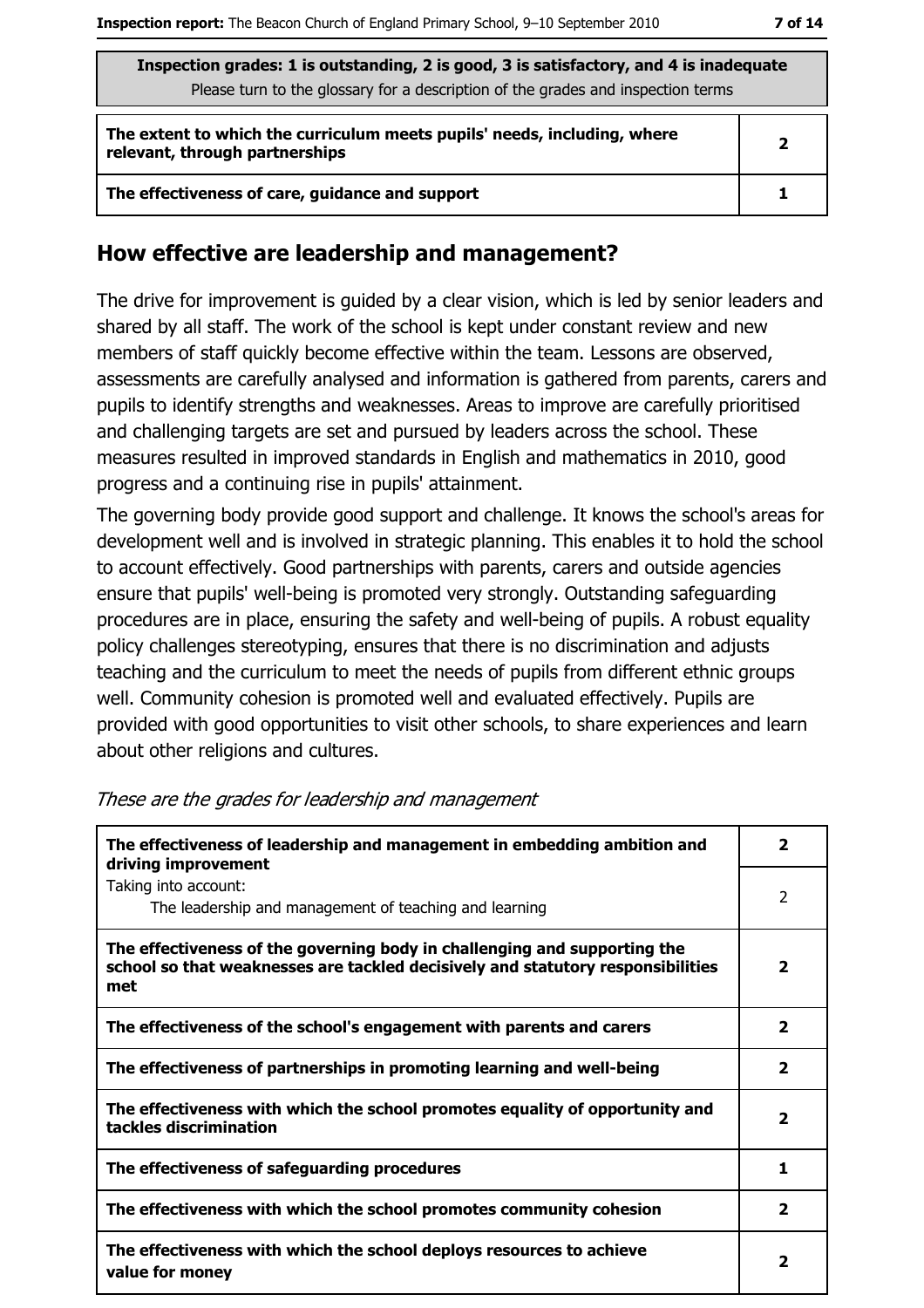| Inspection grades: 1 is outstanding, 2 is good, 3 is satisfactory, and 4 is inadequate<br>Please turn to the glossary for a description of the grades and inspection terms | |
|---|---|
| **The extent to which the curriculum meets pupils' needs, including, where relevant, through partnerships** | **2** |
| **The effectiveness of care, guidance and support** | **1** |

## How effective are leadership and management?

The drive for improvement is guided by a clear vision, which is led by senior leaders and shared by all staff. The work of the school is kept under constant review and new members of staff quickly become effective within the team. Lessons are observed, assessments are carefully analysed and information is gathered from parents, carers and pupils to identify strengths and weaknesses. Areas to improve are carefully prioritised and challenging targets are set and pursued by leaders across the school. These measures resulted in improved standards in English and mathematics in 2010, good progress and a continuing rise in pupils' attainment.

The governing body provide good support and challenge. It knows the school's areas for development well and is involved in strategic planning. This enables it to hold the school to account effectively. Good partnerships with parents, carers and outside agencies ensure that pupils' well-being is promoted very strongly. Outstanding safeguarding procedures are in place, ensuring the safety and well-being of pupils. A robust equality policy challenges stereotyping, ensures that there is no discrimination and adjusts teaching and the curriculum to meet the needs of pupils from different ethnic groups well. Community cohesion is promoted well and evaluated effectively. Pupils are provided with good opportunities to visit other schools, to share experiences and learn about other religions and cultures.

*These are the grades for leadership and management*

| | |
|---|---|
| **The effectiveness of leadership and management in embedding ambition and driving improvement** | **2** |
| Taking into account:<br>The leadership and management of teaching and learning | 2 |
| **The effectiveness of the governing body in challenging and supporting the school so that weaknesses are tackled decisively and statutory responsibilities met** | **2** |
| **The effectiveness of the school's engagement with parents and carers** | **2** |
| **The effectiveness of partnerships in promoting learning and well-being** | **2** |
| **The effectiveness with which the school promotes equality of opportunity and tackles discrimination** | **2** |
| **The effectiveness of safeguarding procedures** | **1** |
| **The effectiveness with which the school promotes community cohesion** | **2** |
| **The effectiveness with which the school deploys resources to achieve value for money** | **2** |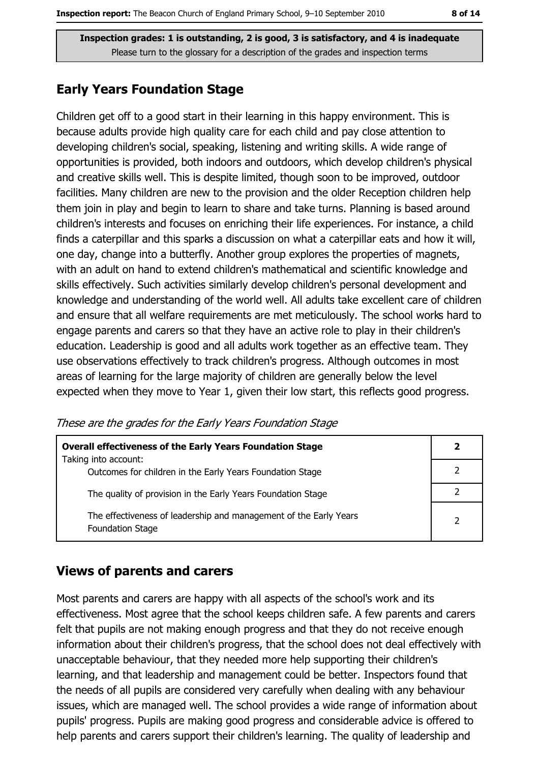**Inspection grades: 1 is outstanding, 2 is good, 3 is satisfactory, and 4 is inadequate**
Please turn to the glossary for a description of the grades and inspection terms

## Early Years Foundation Stage

Children get off to a good start in their learning in this happy environment. This is because adults provide high quality care for each child and pay close attention to developing children's social, speaking, listening and writing skills. A wide range of opportunities is provided, both indoors and outdoors, which develop children's physical and creative skills well. This is despite limited, though soon to be improved, outdoor facilities. Many children are new to the provision and the older Reception children help them join in play and begin to learn to share and take turns. Planning is based around children's interests and focuses on enriching their life experiences. For instance, a child finds a caterpillar and this sparks a discussion on what a caterpillar eats and how it will, one day, change into a butterfly. Another group explores the properties of magnets, with an adult on hand to extend children's mathematical and scientific knowledge and skills effectively. Such activities similarly develop children's personal development and knowledge and understanding of the world well. All adults take excellent care of children and ensure that all welfare requirements are met meticulously. The school works hard to engage parents and carers so that they have an active role to play in their children's education. Leadership is good and all adults work together as an effective team. They use observations effectively to track children's progress. Although outcomes in most areas of learning for the large majority of children are generally below the level expected when they move to Year 1, given their low start, this reflects good progress.

*These are the grades for the Early Years Foundation Stage*

| **Overall effectiveness of the Early Years Foundation Stage** | **2** |
|---|---|
| Taking into account: Outcomes for children in the Early Years Foundation Stage | 2 |
| The quality of provision in the Early Years Foundation Stage | 2 |
| The effectiveness of leadership and management of the Early Years Foundation Stage | 2 |

## Views of parents and carers

Most parents and carers are happy with all aspects of the school's work and its effectiveness. Most agree that the school keeps children safe. A few parents and carers felt that pupils are not making enough progress and that they do not receive enough information about their children's progress, that the school does not deal effectively with unacceptable behaviour, that they needed more help supporting their children's learning, and that leadership and management could be better. Inspectors found that the needs of all pupils are considered very carefully when dealing with any behaviour issues, which are managed well. The school provides a wide range of information about pupils' progress. Pupils are making good progress and considerable advice is offered to help parents and carers support their children's learning. The quality of leadership and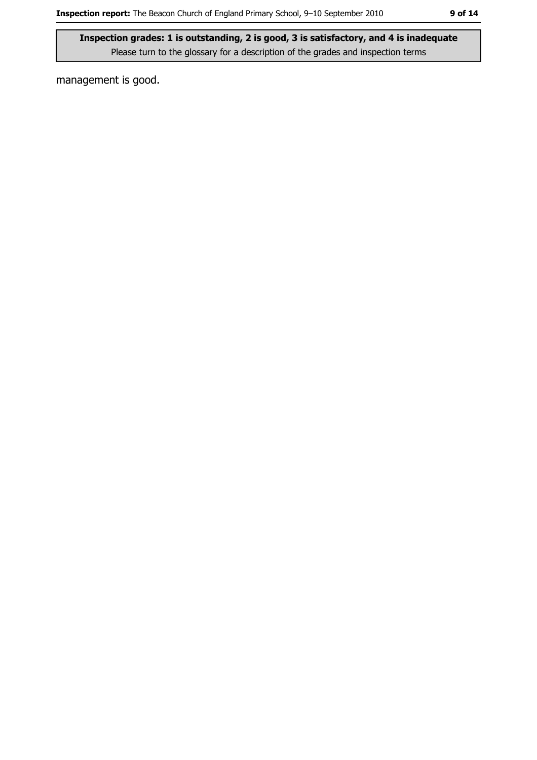**Inspection grades: 1 is outstanding, 2 is good, 3 is satisfactory, and 4 is inadequate**
Please turn to the glossary for a description of the grades and inspection terms

management is good.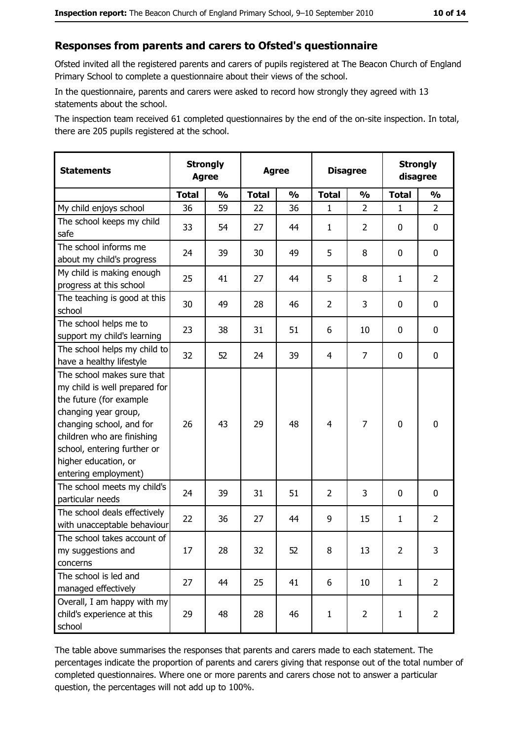## Responses from parents and carers to Ofsted's questionnaire

Ofsted invited all the registered parents and carers of pupils registered at The Beacon Church of England Primary School to complete a questionnaire about their views of the school.

In the questionnaire, parents and carers were asked to record how strongly they agreed with 13 statements about the school.

The inspection team received 61 completed questionnaires by the end of the on-site inspection. In total, there are 205 pupils registered at the school.

| Statements | Strongly Agree | | Agree | | Disagree | | Strongly disagree | |
|---|---|---|---|---|---|---|---|---|
| | Total | % | Total | % | Total | % | Total | % |
| My child enjoys school | 36 | 59 | 22 | 36 | 1 | 2 | 1 | 2 |
| The school keeps my child safe | 33 | 54 | 27 | 44 | 1 | 2 | 0 | 0 |
| The school informs me about my child's progress | 24 | 39 | 30 | 49 | 5 | 8 | 0 | 0 |
| My child is making enough progress at this school | 25 | 41 | 27 | 44 | 5 | 8 | 1 | 2 |
| The teaching is good at this school | 30 | 49 | 28 | 46 | 2 | 3 | 0 | 0 |
| The school helps me to support my child's learning | 23 | 38 | 31 | 51 | 6 | 10 | 0 | 0 |
| The school helps my child to have a healthy lifestyle | 32 | 52 | 24 | 39 | 4 | 7 | 0 | 0 |
| The school makes sure that my child is well prepared for the future (for example changing year group, changing school, and for children who are finishing school, entering further or higher education, or entering employment) | 26 | 43 | 29 | 48 | 4 | 7 | 0 | 0 |
| The school meets my child's particular needs | 24 | 39 | 31 | 51 | 2 | 3 | 0 | 0 |
| The school deals effectively with unacceptable behaviour | 22 | 36 | 27 | 44 | 9 | 15 | 1 | 2 |
| The school takes account of my suggestions and concerns | 17 | 28 | 32 | 52 | 8 | 13 | 2 | 3 |
| The school is led and managed effectively | 27 | 44 | 25 | 41 | 6 | 10 | 1 | 2 |
| Overall, I am happy with my child's experience at this school | 29 | 48 | 28 | 46 | 1 | 2 | 1 | 2 |

The table above summarises the responses that parents and carers made to each statement. The percentages indicate the proportion of parents and carers giving that response out of the total number of completed questionnaires. Where one or more parents and carers chose not to answer a particular question, the percentages will not add up to 100%.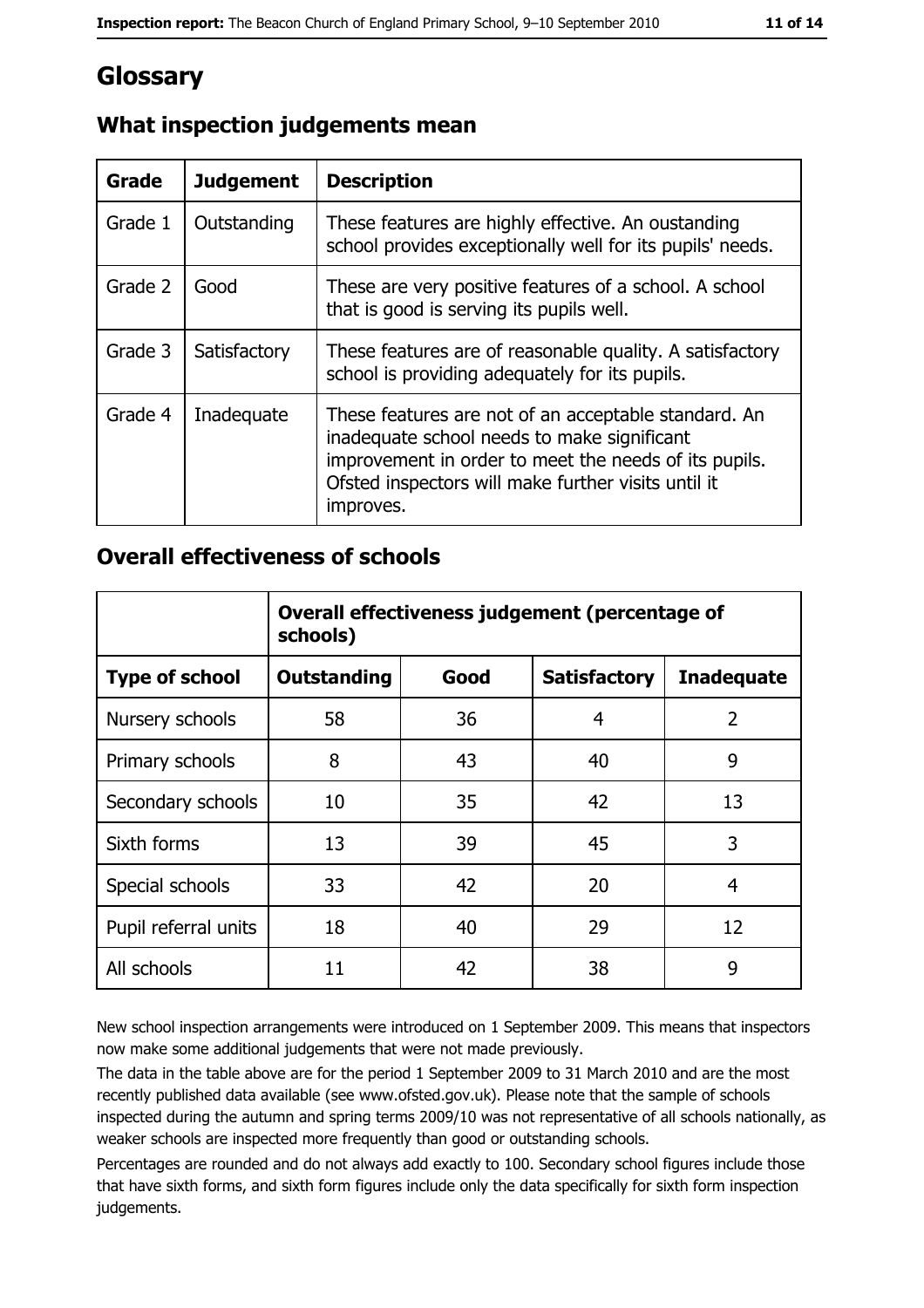# Glossary

## What inspection judgements mean

| Grade | Judgement | Description |
|---|---|---|
| Grade 1 | Outstanding | These features are highly effective. An oustanding school provides exceptionally well for its pupils' needs. |
| Grade 2 | Good | These are very positive features of a school. A school that is good is serving its pupils well. |
| Grade 3 | Satisfactory | These features are of reasonable quality. A satisfactory school is providing adequately for its pupils. |
| Grade 4 | Inadequate | These features are not of an acceptable standard. An inadequate school needs to make significant improvement in order to meet the needs of its pupils. Ofsted inspectors will make further visits until it improves. |

## Overall effectiveness of schools

| | Overall effectiveness judgement (percentage of schools) | | | |
|---|---|---|---|---|
| **Type of school** | **Outstanding** | **Good** | **Satisfactory** | **Inadequate** |
| Nursery schools | 58 | 36 | 4 | 2 |
| Primary schools | 8 | 43 | 40 | 9 |
| Secondary schools | 10 | 35 | 42 | 13 |
| Sixth forms | 13 | 39 | 45 | 3 |
| Special schools | 33 | 42 | 20 | 4 |
| Pupil referral units | 18 | 40 | 29 | 12 |
| All schools | 11 | 42 | 38 | 9 |

New school inspection arrangements were introduced on 1 September 2009. This means that inspectors now make some additional judgements that were not made previously.

The data in the table above are for the period 1 September 2009 to 31 March 2010 and are the most recently published data available (see www.ofsted.gov.uk). Please note that the sample of schools inspected during the autumn and spring terms 2009/10 was not representative of all schools nationally, as weaker schools are inspected more frequently than good or outstanding schools.

Percentages are rounded and do not always add exactly to 100. Secondary school figures include those that have sixth forms, and sixth form figures include only the data specifically for sixth form inspection judgements.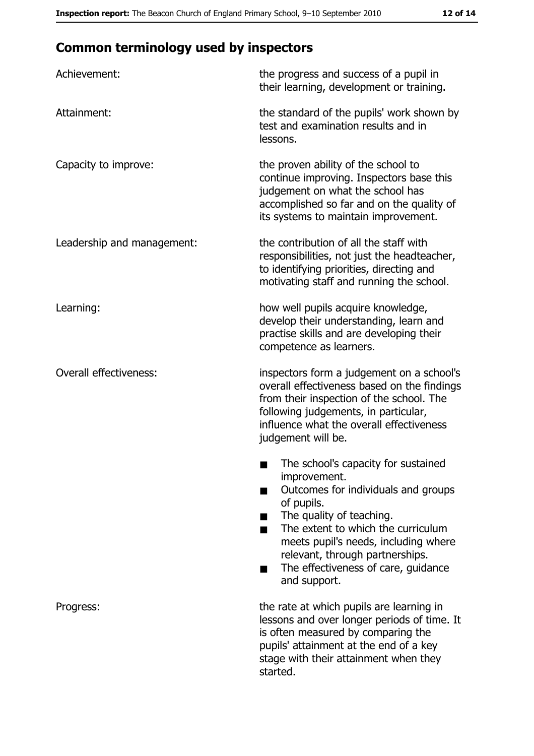## Common terminology used by inspectors

| | |
|---|---|
| Achievement: | the progress and success of a pupil in their learning, development or training. |
| Attainment: | the standard of the pupils' work shown by test and examination results and in lessons. |
| Capacity to improve: | the proven ability of the school to continue improving. Inspectors base this judgement on what the school has accomplished so far and on the quality of its systems to maintain improvement. |
| Leadership and management: | the contribution of all the staff with responsibilities, not just the headteacher, to identifying priorities, directing and motivating staff and running the school. |
| Learning: | how well pupils acquire knowledge, develop their understanding, learn and practise skills and are developing their competence as learners. |
| Overall effectiveness: | inspectors form a judgement on a school's overall effectiveness based on the findings from their inspection of the school. The following judgements, in particular, influence what the overall effectiveness judgement will be.<br>■ The school's capacity for sustained improvement.<br>■ Outcomes for individuals and groups of pupils.<br>■ The quality of teaching.<br>■ The extent to which the curriculum meets pupil's needs, including where relevant, through partnerships.<br>■ The effectiveness of care, guidance and support. |
| Progress: | the rate at which pupils are learning in lessons and over longer periods of time. It is often measured by comparing the pupils' attainment at the end of a key stage with their attainment when they started. |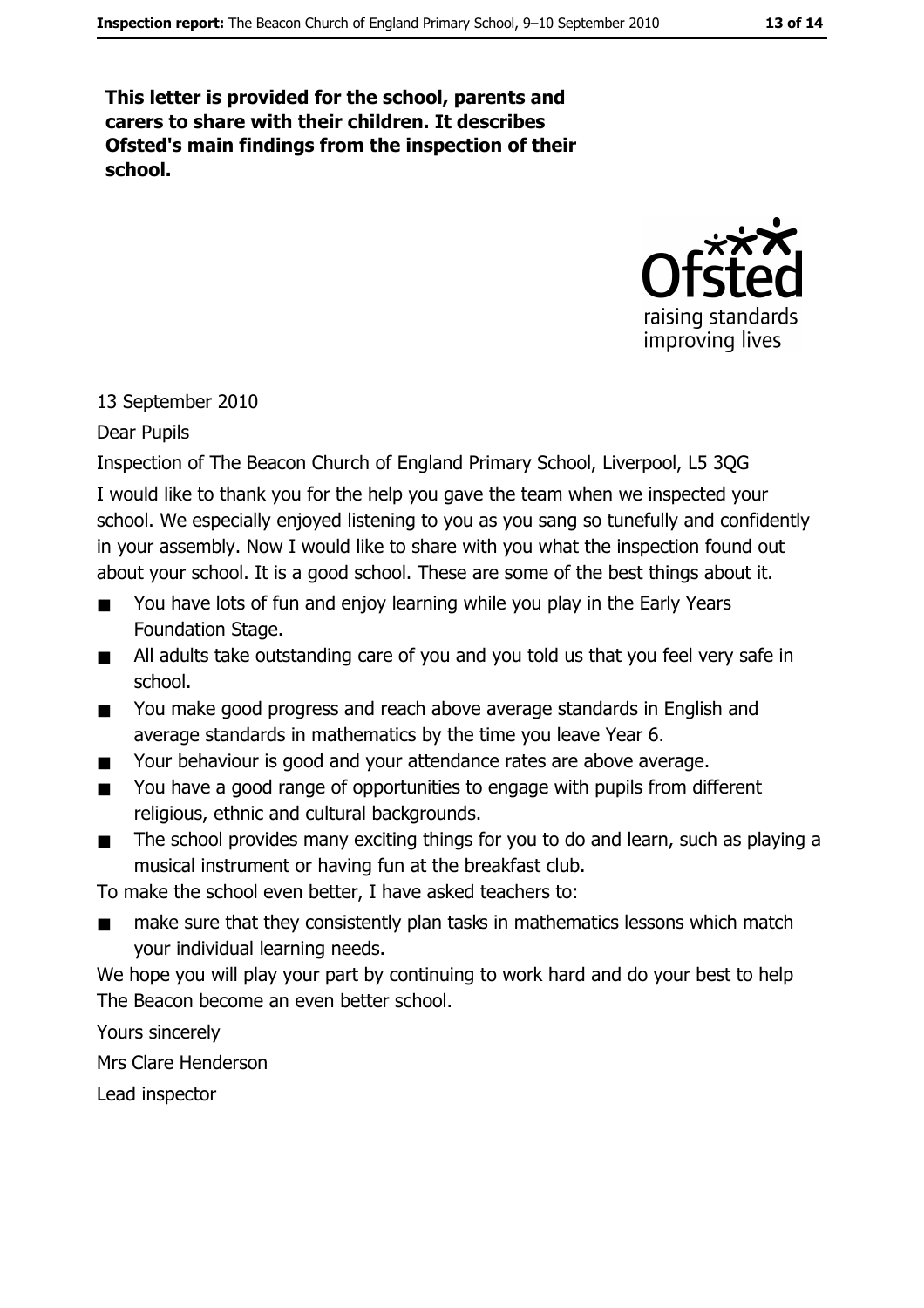**This letter is provided for the school, parents and carers to share with their children. It describes Ofsted's main findings from the inspection of their school.**

13 September 2010

Dear Pupils

Inspection of The Beacon Church of England Primary School, Liverpool, L5 3QG

I would like to thank you for the help you gave the team when we inspected your school. We especially enjoyed listening to you as you sang so tunefully and confidently in your assembly. Now I would like to share with you what the inspection found out about your school. It is a good school. These are some of the best things about it.

- You have lots of fun and enjoy learning while you play in the Early Years Foundation Stage.
- All adults take outstanding care of you and you told us that you feel very safe in school.
- You make good progress and reach above average standards in English and average standards in mathematics by the time you leave Year 6.
- Your behaviour is good and your attendance rates are above average.
- You have a good range of opportunities to engage with pupils from different religious, ethnic and cultural backgrounds.
- The school provides many exciting things for you to do and learn, such as playing a musical instrument or having fun at the breakfast club.

To make the school even better, I have asked teachers to:

- make sure that they consistently plan tasks in mathematics lessons which match your individual learning needs.

We hope you will play your part by continuing to work hard and do your best to help The Beacon become an even better school.

Yours sincerely

Mrs Clare Henderson

Lead inspector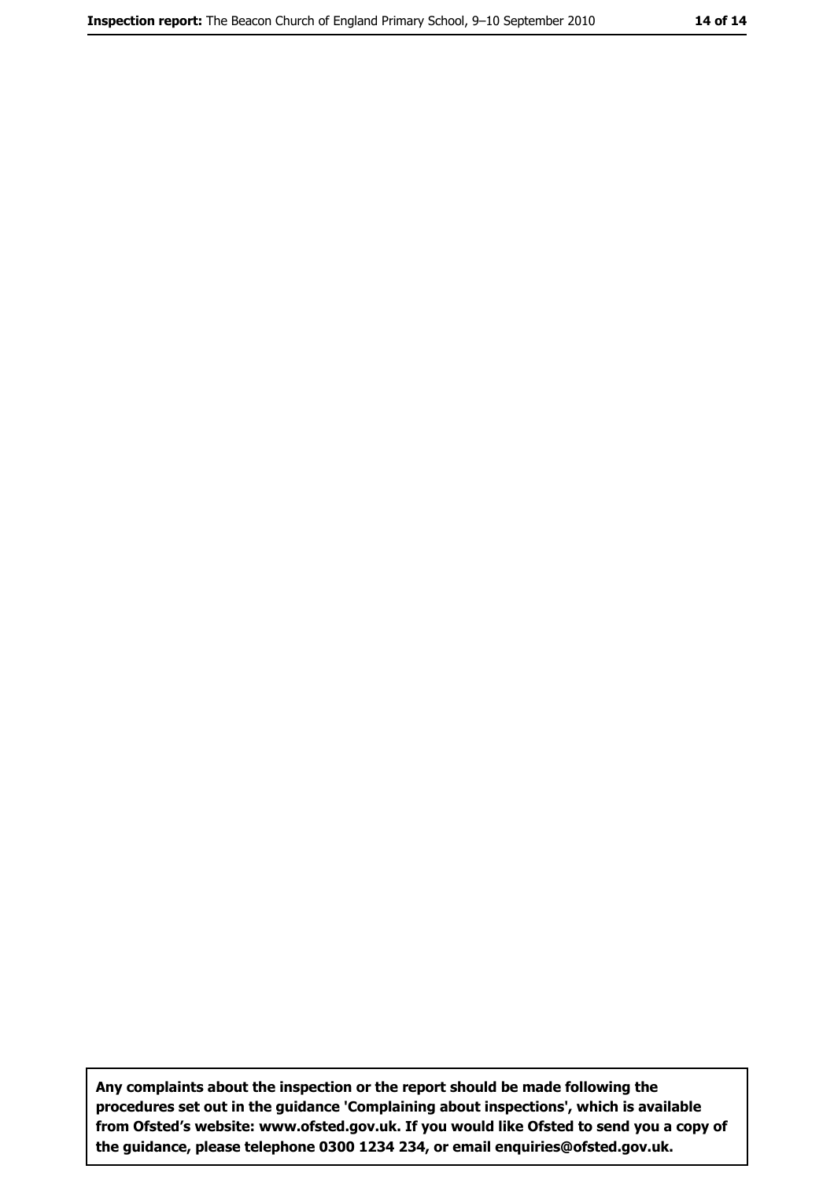**Any complaints about the inspection or the report should be made following the procedures set out in the guidance 'Complaining about inspections', which is available from Ofsted's website: www.ofsted.gov.uk. If you would like Ofsted to send you a copy of the guidance, please telephone 0300 1234 234, or email enquiries@ofsted.gov.uk.**